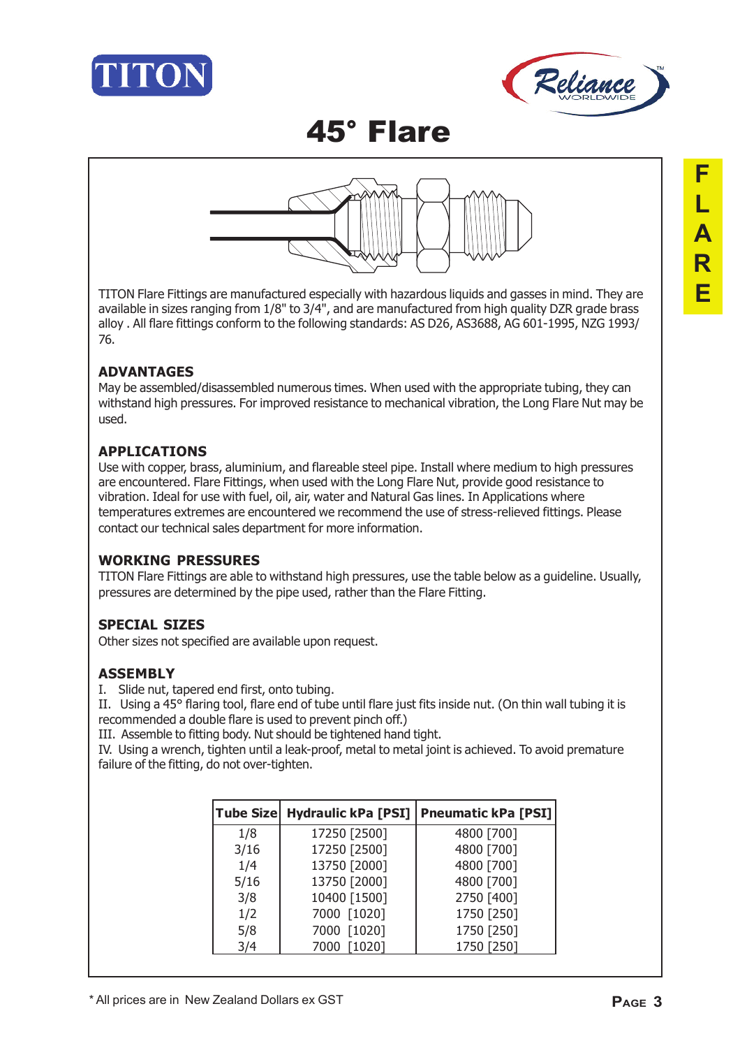# 45° Flare

TITON Flare Fittings are manufactured especially with hazardous liquids and gasses in mind. They are available in sizes ranging from 1/8" to 3/4", and are manufactured from high quality DZR grade brass alloy . All flare fittings conform to the following standards: AS D26, AS3688, AG 601-1995, NZG 1993/76.

## ADVANTAGES

May be assembled/disassembled numerous times. When used with the appropriate tubing, they can withstand high pressures. For improved resistance to mechanical vibration, the Long Flare Nut may be used.

## APPLICATIONS

Use with copper, brass, aluminium, and flareable steel pipe. Install where medium to high pressures are encountered. Flare Fittings, when used with the Long Flare Nut, provide good resistance to vibration. Ideal for use with fuel, oil, air, water and Natural Gas lines. In Applications where temperatures extremes are encountered we recommend the use of stress-relieved fittings. Please contact our technical sales department for more information.

## WORKING PRESSURES

TITON Flare Fittings are able to withstand high pressures, use the table below as a guideline. Usually, pressures are determined by the pipe used, rather than the Flare Fitting.

## SPECIAL SIZES

Other sizes not specified are available upon request.

## ASSEMBLY

I. Slide nut, tapered end first, onto tubing.
II. Using a 45° flaring tool, flare end of tube until flare just fits inside nut. (On thin wall tubing it is recommended a double flare is used to prevent pinch off.)
III. Assemble to fitting body. Nut should be tightened hand tight.
IV. Using a wrench, tighten until a leak-proof, metal to metal joint is achieved. To avoid premature failure of the fitting, do not over-tighten.

| Tube Size | Hydraulic kPa [PSI] | Pneumatic kPa [PSI] |
|---|---|---|
| 1/8 | 17250 [2500] | 4800 [700] |
| 3/16 | 17250 [2500] | 4800 [700] |
| 1/4 | 13750 [2000] | 4800 [700] |
| 5/16 | 13750 [2000] | 4800 [700] |
| 3/8 | 10400 [1500] | 2750 [400] |
| 1/2 | 7000 [1020] | 1750 [250] |
| 5/8 | 7000 [1020] | 1750 [250] |
| 3/4 | 7000 [1020] | 1750 [250] |

* All prices are in New Zealand Dollars ex GST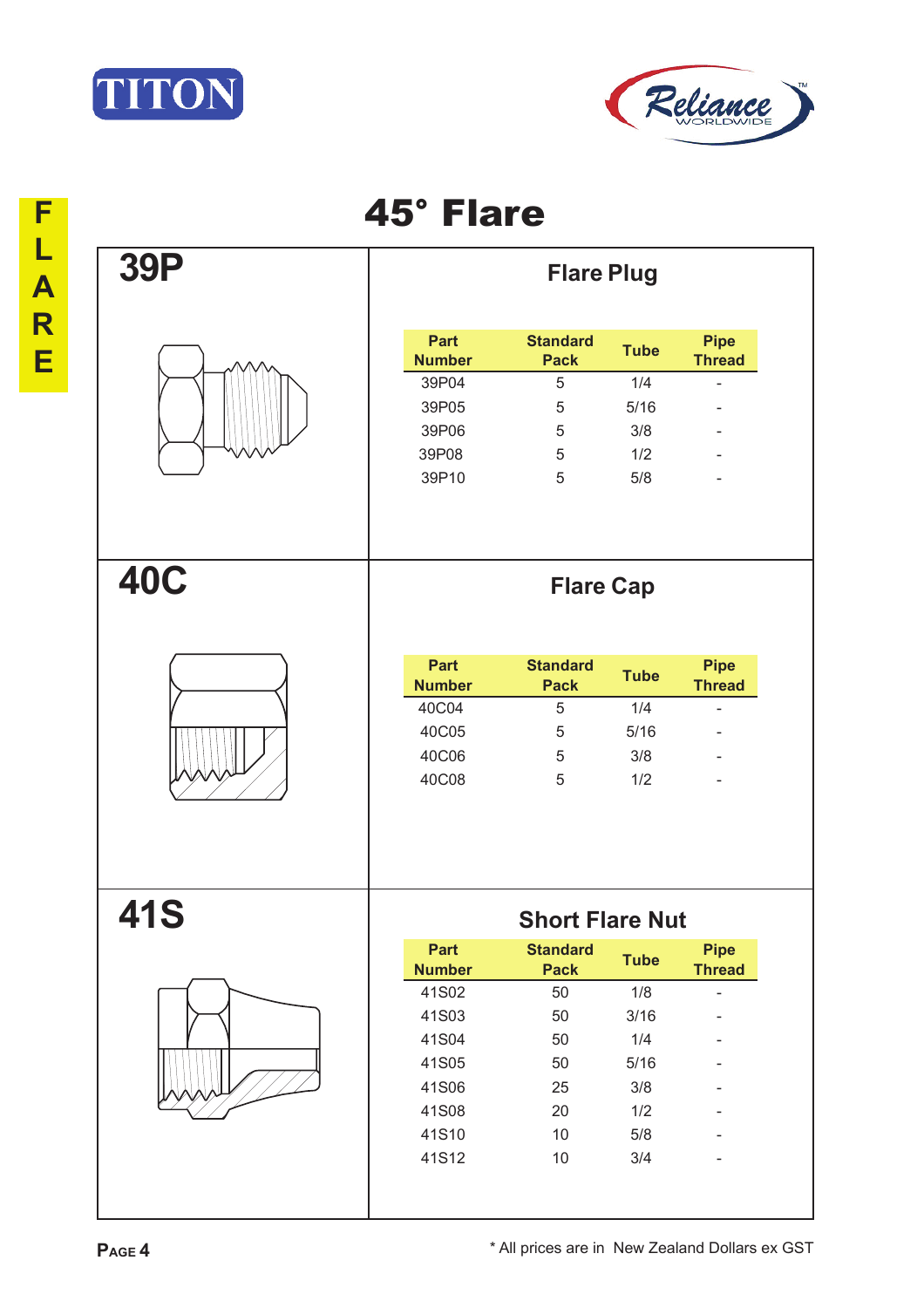# 45° Flare

## 39P

### Flare Plug

| Part Number | Standard Pack | Tube | Pipe Thread |
|---|---|---|---|
| 39P04 | 5 | 1/4 | - |
| 39P05 | 5 | 5/16 | - |
| 39P06 | 5 | 3/8 | - |
| 39P08 | 5 | 1/2 | - |
| 39P10 | 5 | 5/8 | - |

## 40C

### Flare Cap

| Part Number | Standard Pack | Tube | Pipe Thread |
|---|---|---|---|
| 40C04 | 5 | 1/4 | - |
| 40C05 | 5 | 5/16 | - |
| 40C06 | 5 | 3/8 | - |
| 40C08 | 5 | 1/2 | - |

## 41S

### Short Flare Nut

| Part Number | Standard Pack | Tube | Pipe Thread |
|---|---|---|---|
| 41S02 | 50 | 1/8 | - |
| 41S03 | 50 | 3/16 | - |
| 41S04 | 50 | 1/4 | - |
| 41S05 | 50 | 5/16 | - |
| 41S06 | 25 | 3/8 | - |
| 41S08 | 20 | 1/2 | - |
| 41S10 | 10 | 5/8 | - |
| 41S12 | 10 | 3/4 | - |

* All prices are in New Zealand Dollars ex GST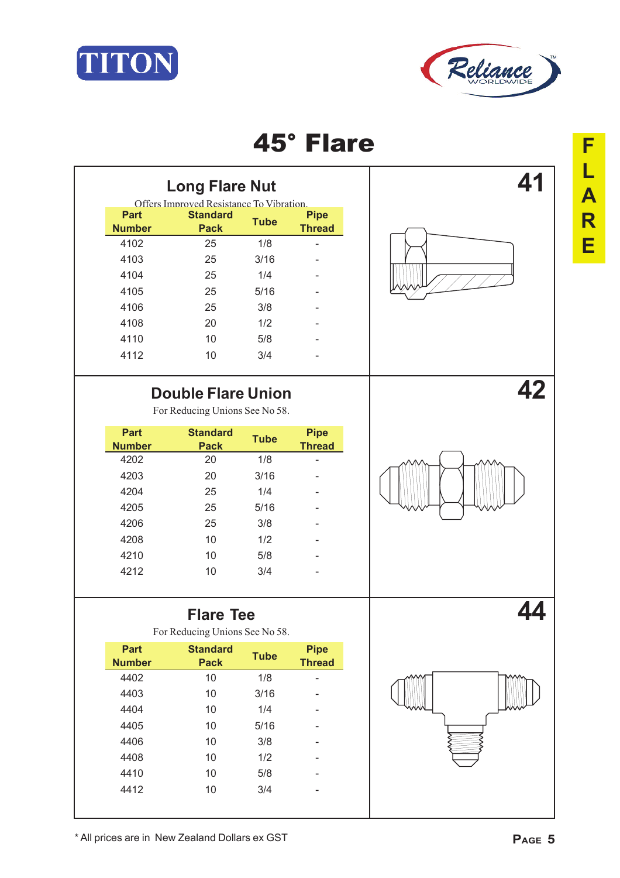# 45° Flare

## 41

### Long Flare Nut

Offers Improved Resistance To Vibration.

| Part Number | Standard Pack | Tube | Pipe Thread |
|---|---|---|---|
| 4102 | 25 | 1/8 | - |
| 4103 | 25 | 3/16 | - |
| 4104 | 25 | 1/4 | - |
| 4105 | 25 | 5/16 | - |
| 4106 | 25 | 3/8 | - |
| 4108 | 20 | 1/2 | - |
| 4110 | 10 | 5/8 | - |
| 4112 | 10 | 3/4 | - |

## 42

### Double Flare Union

For Reducing Unions See No 58.

| Part Number | Standard Pack | Tube | Pipe Thread |
|---|---|---|---|
| 4202 | 20 | 1/8 | - |
| 4203 | 20 | 3/16 | - |
| 4204 | 25 | 1/4 | - |
| 4205 | 25 | 5/16 | - |
| 4206 | 25 | 3/8 | - |
| 4208 | 10 | 1/2 | - |
| 4210 | 10 | 5/8 | - |
| 4212 | 10 | 3/4 | - |

## 44

### Flare Tee

For Reducing Unions See No 58.

| Part Number | Standard Pack | Tube | Pipe Thread |
|---|---|---|---|
| 4402 | 10 | 1/8 | - |
| 4403 | 10 | 3/16 | - |
| 4404 | 10 | 1/4 | - |
| 4405 | 10 | 5/16 | - |
| 4406 | 10 | 3/8 | - |
| 4408 | 10 | 1/2 | - |
| 4410 | 10 | 5/8 | - |
| 4412 | 10 | 3/4 | - |

* All prices are in New Zealand Dollars ex GST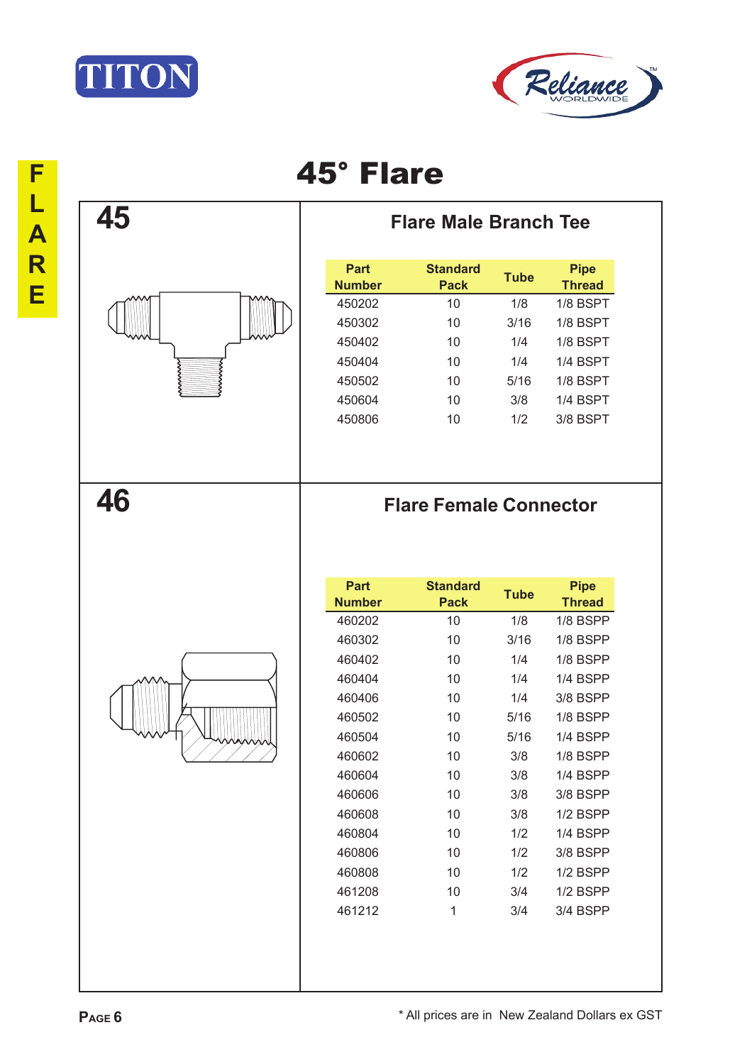# 45° Flare

## 45

### Flare Male Branch Tee

| Part Number | Standard Pack | Tube | Pipe Thread |
|---|---|---|---|
| 450202 | 10 | 1/8 | 1/8 BSPT |
| 450302 | 10 | 3/16 | 1/8 BSPT |
| 450402 | 10 | 1/4 | 1/8 BSPT |
| 450404 | 10 | 1/4 | 1/4 BSPT |
| 450502 | 10 | 5/16 | 1/8 BSPT |
| 450604 | 10 | 3/8 | 1/4 BSPT |
| 450806 | 10 | 1/2 | 3/8 BSPT |

## 46

### Flare Female Connector

| Part Number | Standard Pack | Tube | Pipe Thread |
|---|---|---|---|
| 460202 | 10 | 1/8 | 1/8 BSPP |
| 460302 | 10 | 3/16 | 1/8 BSPP |
| 460402 | 10 | 1/4 | 1/8 BSPP |
| 460404 | 10 | 1/4 | 1/4 BSPP |
| 460406 | 10 | 1/4 | 3/8 BSPP |
| 460502 | 10 | 5/16 | 1/8 BSPP |
| 460504 | 10 | 5/16 | 1/4 BSPP |
| 460602 | 10 | 3/8 | 1/8 BSPP |
| 460604 | 10 | 3/8 | 1/4 BSPP |
| 460606 | 10 | 3/8 | 3/8 BSPP |
| 460608 | 10 | 3/8 | 1/2 BSPP |
| 460804 | 10 | 1/2 | 1/4 BSPP |
| 460806 | 10 | 1/2 | 3/8 BSPP |
| 460808 | 10 | 1/2 | 1/2 BSPP |
| 461208 | 10 | 3/4 | 1/2 BSPP |
| 461212 | 1 | 3/4 | 3/4 BSPP |

* All prices are in New Zealand Dollars ex GST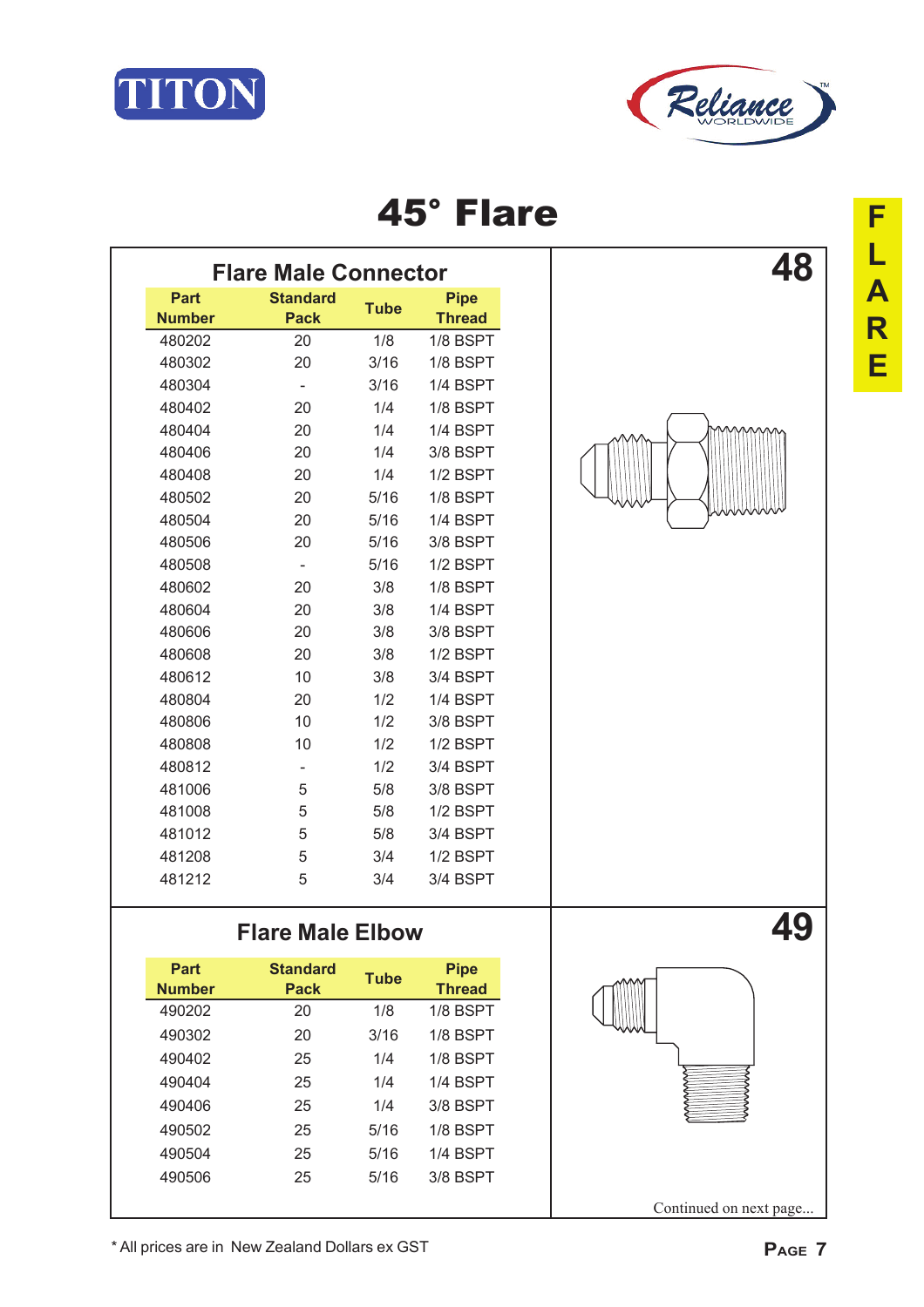# 45° Flare

## Flare Male Connector

**48**

| Part Number | Standard Pack | Tube | Pipe Thread |
|---|---|---|---|
| 480202 | 20 | 1/8 | 1/8 BSPT |
| 480302 | 20 | 3/16 | 1/8 BSPT |
| 480304 | - | 3/16 | 1/4 BSPT |
| 480402 | 20 | 1/4 | 1/8 BSPT |
| 480404 | 20 | 1/4 | 1/4 BSPT |
| 480406 | 20 | 1/4 | 3/8 BSPT |
| 480408 | 20 | 1/4 | 1/2 BSPT |
| 480502 | 20 | 5/16 | 1/8 BSPT |
| 480504 | 20 | 5/16 | 1/4 BSPT |
| 480506 | 20 | 5/16 | 3/8 BSPT |
| 480508 | - | 5/16 | 1/2 BSPT |
| 480602 | 20 | 3/8 | 1/8 BSPT |
| 480604 | 20 | 3/8 | 1/4 BSPT |
| 480606 | 20 | 3/8 | 3/8 BSPT |
| 480608 | 20 | 3/8 | 1/2 BSPT |
| 480612 | 10 | 3/8 | 3/4 BSPT |
| 480804 | 20 | 1/2 | 1/4 BSPT |
| 480806 | 10 | 1/2 | 3/8 BSPT |
| 480808 | 10 | 1/2 | 1/2 BSPT |
| 480812 | - | 1/2 | 3/4 BSPT |
| 481006 | 5 | 5/8 | 3/8 BSPT |
| 481008 | 5 | 5/8 | 1/2 BSPT |
| 481012 | 5 | 5/8 | 3/4 BSPT |
| 481208 | 5 | 3/4 | 1/2 BSPT |
| 481212 | 5 | 3/4 | 3/4 BSPT |

## Flare Male Elbow

**49**

| Part Number | Standard Pack | Tube | Pipe Thread |
|---|---|---|---|
| 490202 | 20 | 1/8 | 1/8 BSPT |
| 490302 | 20 | 3/16 | 1/8 BSPT |
| 490402 | 25 | 1/4 | 1/8 BSPT |
| 490404 | 25 | 1/4 | 1/4 BSPT |
| 490406 | 25 | 1/4 | 3/8 BSPT |
| 490502 | 25 | 5/16 | 1/8 BSPT |
| 490504 | 25 | 5/16 | 1/4 BSPT |
| 490506 | 25 | 5/16 | 3/8 BSPT |

Continued on next page...

* All prices are in New Zealand Dollars ex GST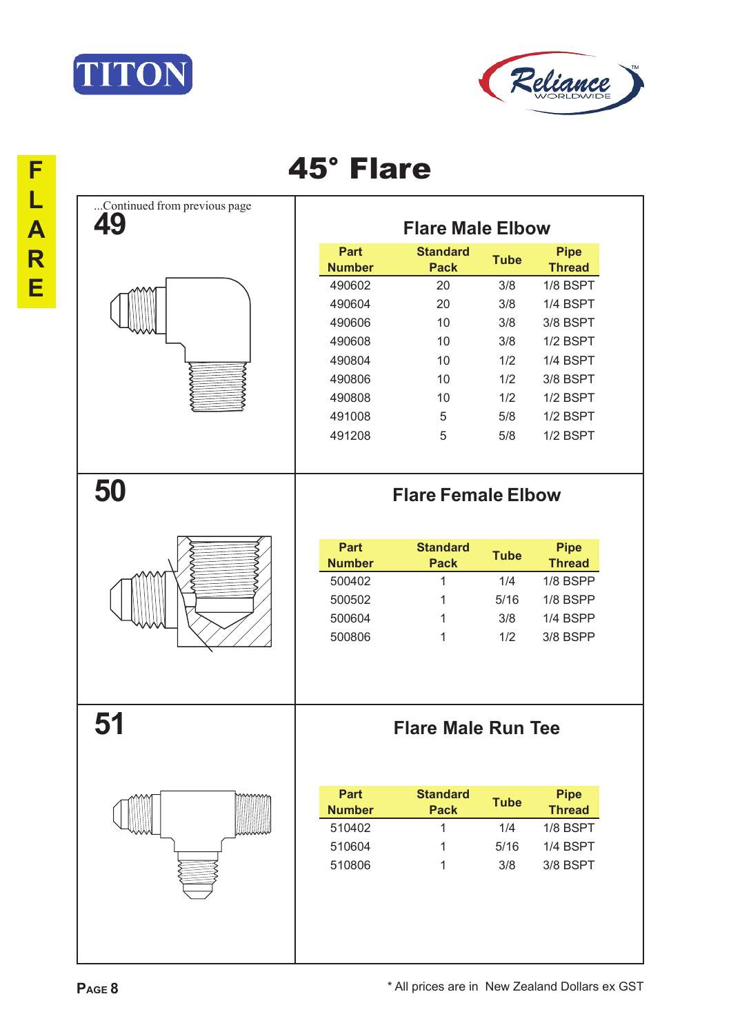# 45° Flare

...Continued from previous page

**49**

## Flare Male Elbow

| Part Number | Standard Pack | Tube | Pipe Thread |
|---|---|---|---|
| 490602 | 20 | 3/8 | 1/8 BSPT |
| 490604 | 20 | 3/8 | 1/4 BSPT |
| 490606 | 10 | 3/8 | 3/8 BSPT |
| 490608 | 10 | 3/8 | 1/2 BSPT |
| 490804 | 10 | 1/2 | 1/4 BSPT |
| 490806 | 10 | 1/2 | 3/8 BSPT |
| 490808 | 10 | 1/2 | 1/2 BSPT |
| 491008 | 5 | 5/8 | 1/2 BSPT |
| 491208 | 5 | 5/8 | 1/2 BSPT |

**50**

## Flare Female Elbow

| Part Number | Standard Pack | Tube | Pipe Thread |
|---|---|---|---|
| 500402 | 1 | 1/4 | 1/8 BSPP |
| 500502 | 1 | 5/16 | 1/8 BSPP |
| 500604 | 1 | 3/8 | 1/4 BSPP |
| 500806 | 1 | 1/2 | 3/8 BSPP |

**51**

## Flare Male Run Tee

| Part Number | Standard Pack | Tube | Pipe Thread |
|---|---|---|---|
| 510402 | 1 | 1/4 | 1/8 BSPT |
| 510604 | 1 | 5/16 | 1/4 BSPT |
| 510806 | 1 | 3/8 | 3/8 BSPT |

\* All prices are in New Zealand Dollars ex GST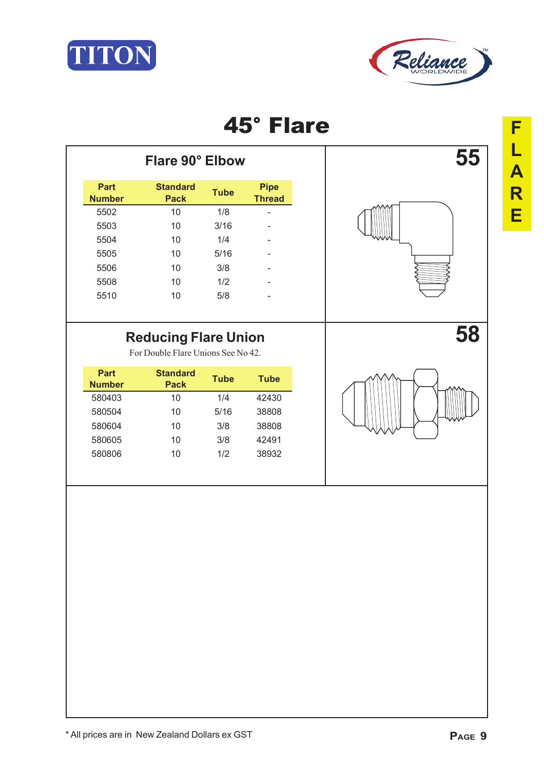# 45° Flare

## Flare 90° Elbow

55

| Part Number | Standard Pack | Tube | Pipe Thread |
|---|---|---|---|
| 5502 | 10 | 1/8 | - |
| 5503 | 10 | 3/16 | - |
| 5504 | 10 | 1/4 | - |
| 5505 | 10 | 5/16 | - |
| 5506 | 10 | 3/8 | - |
| 5508 | 10 | 1/2 | - |
| 5510 | 10 | 5/8 | - |

## Reducing Flare Union

58

For Double Flare Unions See No 42.

| Part Number | Standard Pack | Tube | Tube |
|---|---|---|---|
| 580403 | 10 | 1/4 | 42430 |
| 580504 | 10 | 5/16 | 38808 |
| 580604 | 10 | 3/8 | 38808 |
| 580605 | 10 | 3/8 | 42491 |
| 580806 | 10 | 1/2 | 38932 |

* All prices are in New Zealand Dollars ex GST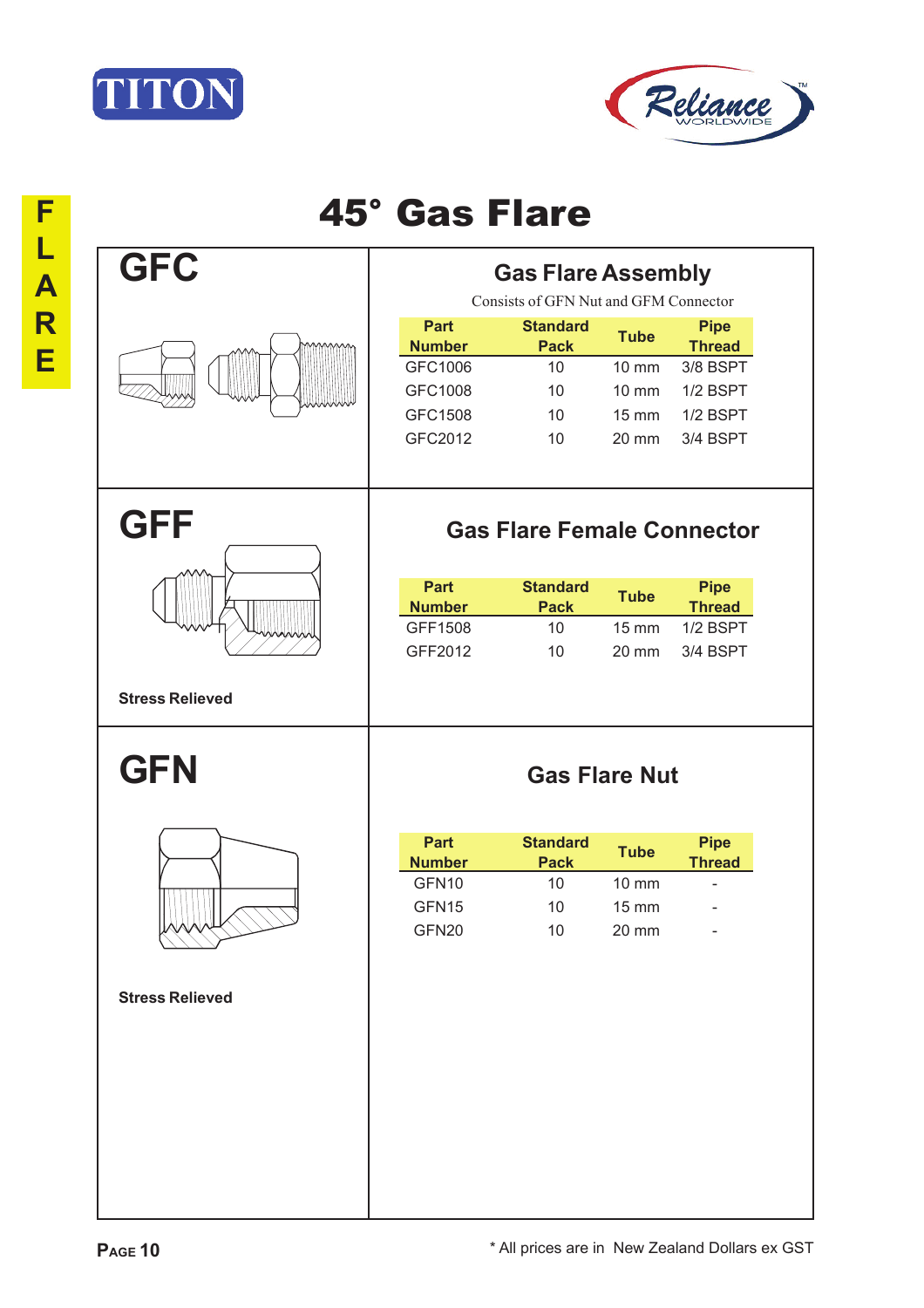# 45° Gas Flare

## GFC

### Gas Flare Assembly

Consists of GFN Nut and GFM Connector

| Part Number | Standard Pack | Tube | Pipe Thread |
|---|---|---|---|
| GFC1006 | 10 | 10 mm | 3/8 BSPT |
| GFC1008 | 10 | 10 mm | 1/2 BSPT |
| GFC1508 | 10 | 15 mm | 1/2 BSPT |
| GFC2012 | 10 | 20 mm | 3/4 BSPT |

## GFF

**Stress Relieved**

### Gas Flare Female Connector

| Part Number | Standard Pack | Tube | Pipe Thread |
|---|---|---|---|
| GFF1508 | 10 | 15 mm | 1/2 BSPT |
| GFF2012 | 10 | 20 mm | 3/4 BSPT |

## GFN

**Stress Relieved**

### Gas Flare Nut

| Part Number | Standard Pack | Tube | Pipe Thread |
|---|---|---|---|
| GFN10 | 10 | 10 mm | - |
| GFN15 | 10 | 15 mm | - |
| GFN20 | 10 | 20 mm | - |

* All prices are in New Zealand Dollars ex GST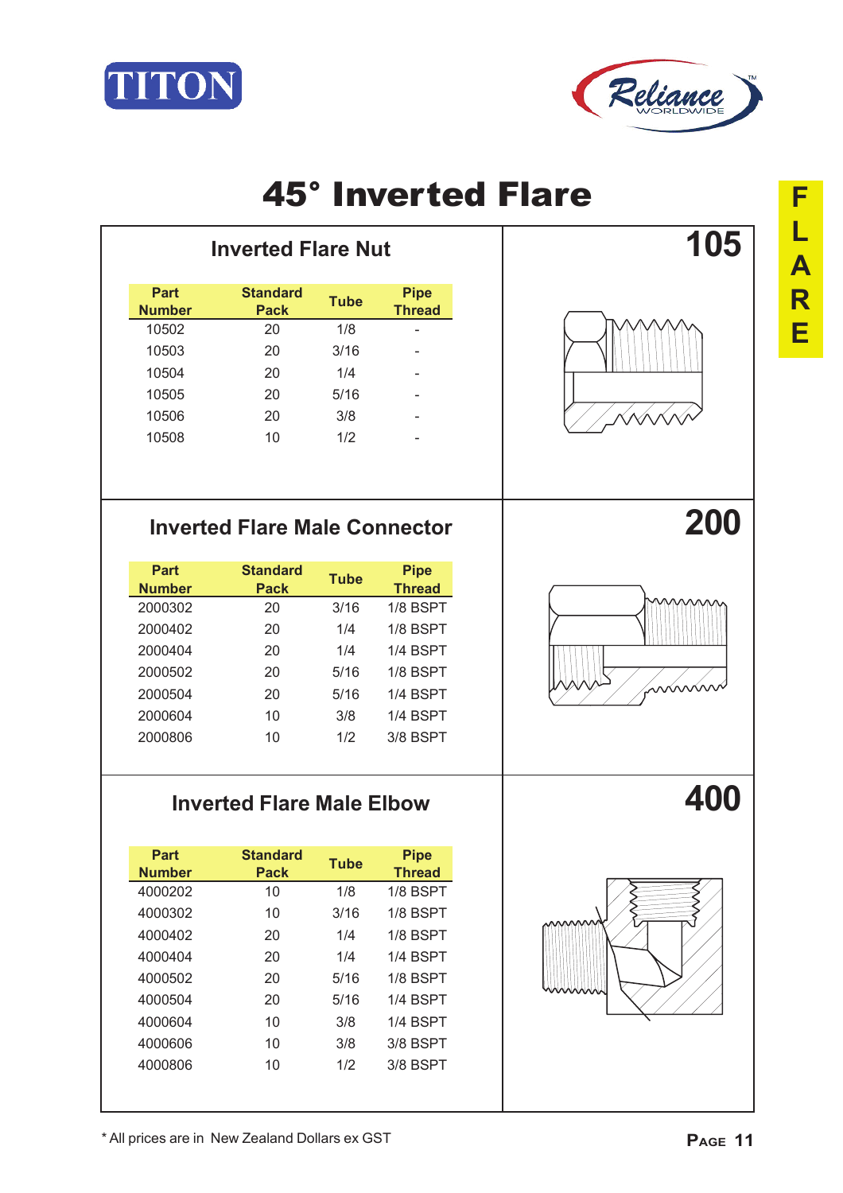TITON

Reliance WORLDWIDE

# 45° Inverted Flare

FLARE

## Inverted Flare Nut

105

| Part Number | Standard Pack | Tube | Pipe Thread |
|---|---|---|---|
| 10502 | 20 | 1/8 | - |
| 10503 | 20 | 3/16 | - |
| 10504 | 20 | 1/4 | - |
| 10505 | 20 | 5/16 | - |
| 10506 | 20 | 3/8 | - |
| 10508 | 10 | 1/2 | - |

## Inverted Flare Male Connector

200

| Part Number | Standard Pack | Tube | Pipe Thread |
|---|---|---|---|
| 2000302 | 20 | 3/16 | 1/8 BSPT |
| 2000402 | 20 | 1/4 | 1/8 BSPT |
| 2000404 | 20 | 1/4 | 1/4 BSPT |
| 2000502 | 20 | 5/16 | 1/8 BSPT |
| 2000504 | 20 | 5/16 | 1/4 BSPT |
| 2000604 | 10 | 3/8 | 1/4 BSPT |
| 2000806 | 10 | 1/2 | 3/8 BSPT |

## Inverted Flare Male Elbow

400

| Part Number | Standard Pack | Tube | Pipe Thread |
|---|---|---|---|
| 4000202 | 10 | 1/8 | 1/8 BSPT |
| 4000302 | 10 | 3/16 | 1/8 BSPT |
| 4000402 | 20 | 1/4 | 1/8 BSPT |
| 4000404 | 20 | 1/4 | 1/4 BSPT |
| 4000502 | 20 | 5/16 | 1/8 BSPT |
| 4000504 | 20 | 5/16 | 1/4 BSPT |
| 4000604 | 10 | 3/8 | 1/4 BSPT |
| 4000606 | 10 | 3/8 | 3/8 BSPT |
| 4000806 | 10 | 1/2 | 3/8 BSPT |

* All prices are in New Zealand Dollars ex GST